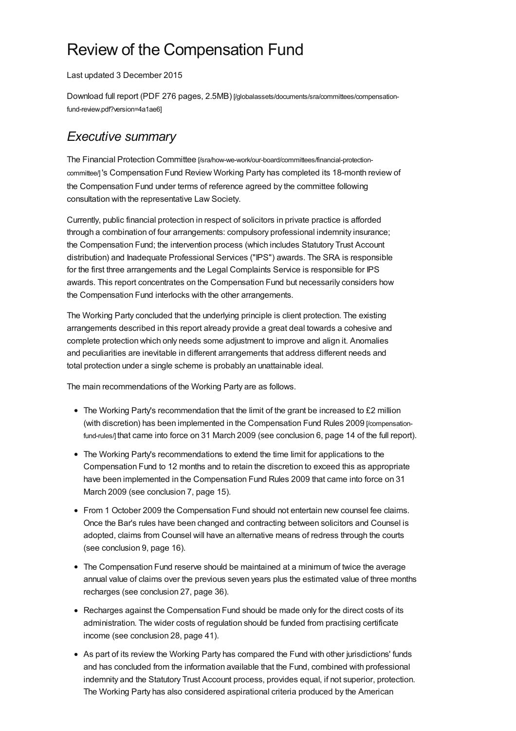# Review of the Compensation Fund

Last updated 3 December 2015

Download full report (PDF 276 pages, 2.5MB) [/globalassets/documents/sra/committees/compensation-fund-review.pdf?version=4a1ae6]

## *Executive summary*

The Financial Protection Committee [/sra/how-we-work/our-board/committees/financial-protection-committee/] 's Compensation Fund Review Working Party has completed its 18-month review of the Compensation Fund under terms of reference agreed by the committee following consultation with the representative Law Society.

Currently, public financial protection in respect of solicitors in private practice is afforded through a combination of four arrangements: compulsory professional indemnity insurance; the Compensation Fund; the intervention process (which includes Statutory Trust Account distribution) and Inadequate Professional Services ("IPS") awards. The SRA is responsible for the first three arrangements and the Legal Complaints Service is responsible for IPS awards. This report concentrates on the Compensation Fund but necessarily considers how the Compensation Fund interlocks with the other arrangements.

The Working Party concluded that the underlying principle is client protection. The existing arrangements described in this report already provide a great deal towards a cohesive and complete protection which only needs some adjustment to improve and align it. Anomalies and peculiarities are inevitable in different arrangements that address different needs and total protection under a single scheme is probably an unattainable ideal.

The main recommendations of the Working Party are as follows.

- The Working Party's recommendation that the limit of the grant be increased to £2 million (with discretion) has been implemented in the Compensation Fund Rules 2009 [/compensation-fund-rules/] that came into force on 31 March 2009 (see conclusion 6, page 14 of the full report).
- The Working Party's recommendations to extend the time limit for applications to the Compensation Fund to 12 months and to retain the discretion to exceed this as appropriate have been implemented in the Compensation Fund Rules 2009 that came into force on 31 March 2009 (see conclusion 7, page 15).
- From 1 October 2009 the Compensation Fund should not entertain new counsel fee claims. Once the Bar's rules have been changed and contracting between solicitors and Counsel is adopted, claims from Counsel will have an alternative means of redress through the courts (see conclusion 9, page 16).
- The Compensation Fund reserve should be maintained at a minimum of twice the average annual value of claims over the previous seven years plus the estimated value of three months recharges (see conclusion 27, page 36).
- Recharges against the Compensation Fund should be made only for the direct costs of its administration. The wider costs of regulation should be funded from practising certificate income (see conclusion 28, page 41).
- As part of its review the Working Party has compared the Fund with other jurisdictions' funds and has concluded from the information available that the Fund, combined with professional indemnity and the Statutory Trust Account process, provides equal, if not superior, protection. The Working Party has also considered aspirational criteria produced by the American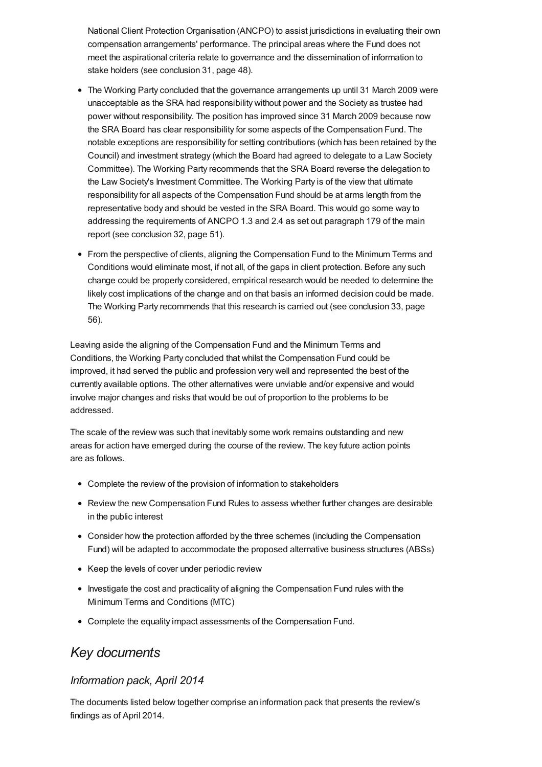National Client Protection Organisation (ANCPO) to assist jurisdictions in evaluating their own compensation arrangements' performance. The principal areas where the Fund does not meet the aspirational criteria relate to governance and the dissemination of information to stake holders (see conclusion 31, page 48).

- The Working Party concluded that the governance arrangements up until 31 March 2009 were unacceptable as the SRA had responsibility without power and the Society as trustee had power without responsibility. The position has improved since 31 March 2009 because now the SRA Board has clear responsibility for some aspects of the Compensation Fund. The notable exceptions are responsibility for setting contributions (which has been retained by the Council) and investment strategy (which the Board had agreed to delegate to a Law Society Committee). The Working Party recommends that the SRA Board reverse the delegation to the Law Society's Investment Committee. The Working Party is of the view that ultimate responsibility for all aspects of the Compensation Fund should be at arms length from the representative body and should be vested in the SRA Board. This would go some way to addressing the requirements of ANCPO 1.3 and 2.4 as set out paragraph 179 of the main report (see conclusion 32, page 51).
- From the perspective of clients, aligning the Compensation Fund to the Minimum Terms and Conditions would eliminate most, if not all, of the gaps in client protection. Before any such change could be properly considered, empirical research would be needed to determine the likely cost implications of the change and on that basis an informed decision could be made. The Working Party recommends that this research is carried out (see conclusion 33, page 56).

Leaving aside the aligning of the Compensation Fund and the Minimum Terms and Conditions, the Working Party concluded that whilst the Compensation Fund could be improved, it had served the public and profession very well and represented the best of the currently available options. The other alternatives were unviable and/or expensive and would involve major changes and risks that would be out of proportion to the problems to be addressed.

The scale of the review was such that inevitably some work remains outstanding and new areas for action have emerged during the course of the review. The key future action points are as follows.

- Complete the review of the provision of information to stakeholders
- Review the new Compensation Fund Rules to assess whether further changes are desirable in the public interest
- Consider how the protection afforded by the three schemes (including the Compensation Fund) will be adapted to accommodate the proposed alternative business structures (ABSs)
- Keep the levels of cover under periodic review
- Investigate the cost and practicality of aligning the Compensation Fund rules with the Minimum Terms and Conditions (MTC)
- Complete the equality impact assessments of the Compensation Fund.

## *Key documents*

### *Information pack, April 2014*

The documents listed below together comprise an information pack that presents the review's findings as of April 2014.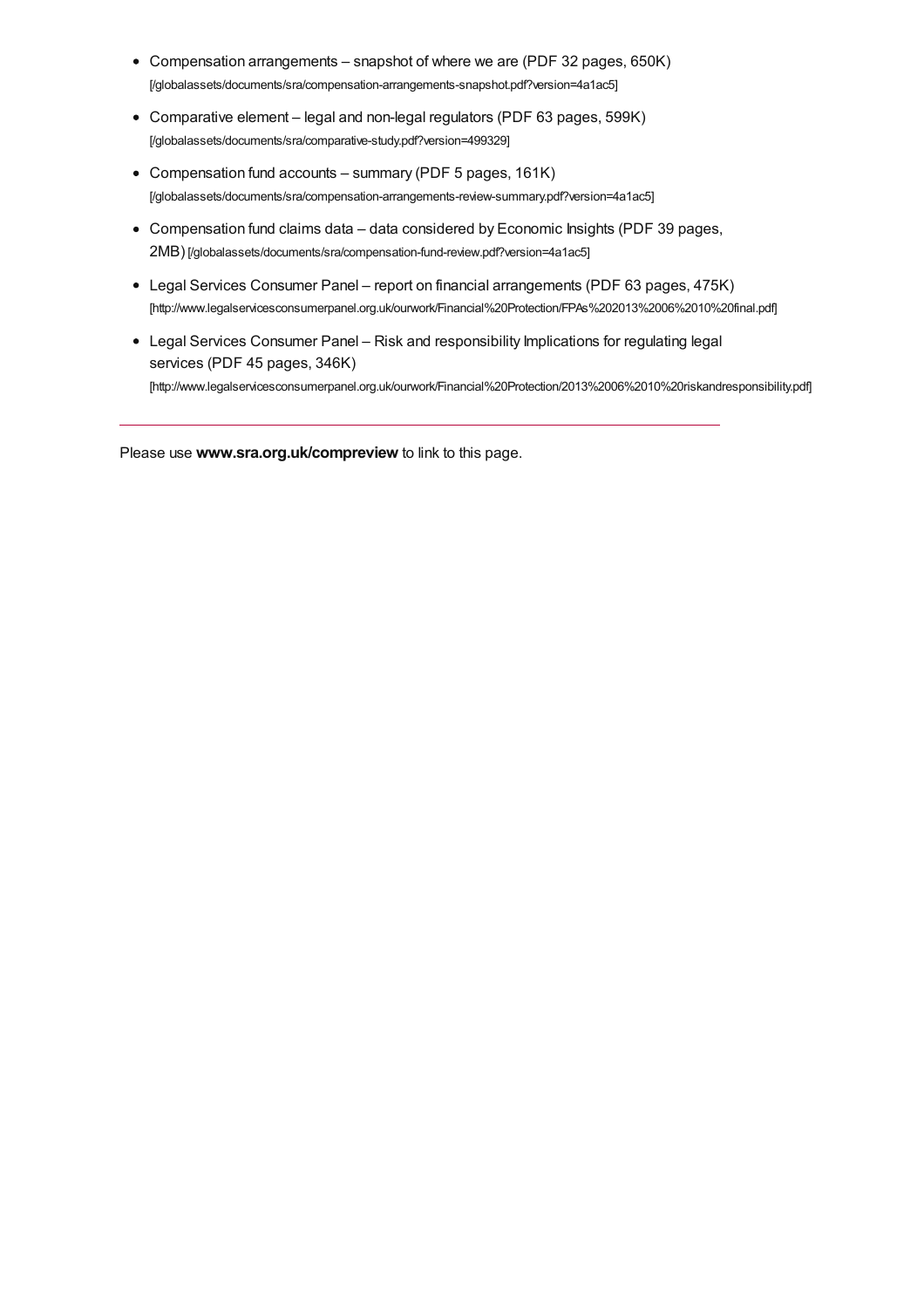- Compensation arrangements – snapshot of where we are (PDF 32 pages, 650K) [/globalassets/documents/sra/compensation-arrangements-snapshot.pdf?version=4a1ac5]
- Comparative element – legal and non-legal regulators (PDF 63 pages, 599K) [/globalassets/documents/sra/comparative-study.pdf?version=499329]
- Compensation fund accounts – summary (PDF 5 pages, 161K) [/globalassets/documents/sra/compensation-arrangements-review-summary.pdf?version=4a1ac5]
- Compensation fund claims data – data considered by Economic Insights (PDF 39 pages, 2MB) [/globalassets/documents/sra/compensation-fund-review.pdf?version=4a1ac5]
- Legal Services Consumer Panel – report on financial arrangements (PDF 63 pages, 475K) [http://www.legalservicesconsumerpanel.org.uk/ourwork/Financial%20Protection/FPAs%202013%2006%2010%20final.pdf]
- Legal Services Consumer Panel – Risk and responsibility Implications for regulating legal services (PDF 45 pages, 346K) [http://www.legalservicesconsumerpanel.org.uk/ourwork/Financial%20Protection/2013%2006%2010%20riskandresponsibility.pdf]

---

Please use **www.sra.org.uk/compreview** to link to this page.